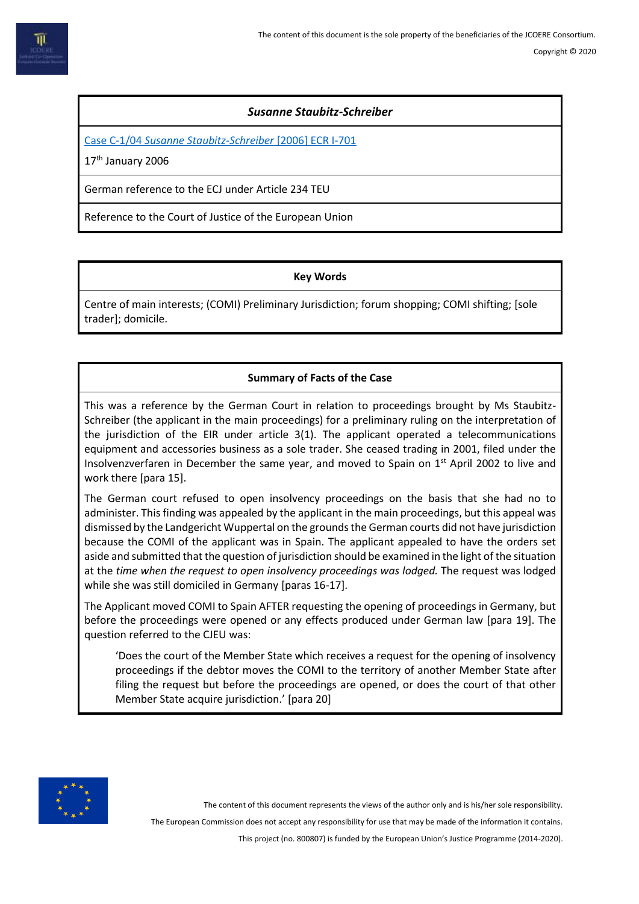### *Susanne Staubitz-Schreiber*

[Case C-1/04 *Susanne Staubitz-Schreiber* [2006] ECR I-701]

17th January 2006

German reference to the ECJ under Article 234 TEU

Reference to the Court of Justice of the European Union

### Key Words

Centre of main interests; (COMI) Preliminary Jurisdiction; forum shopping; COMI shifting; [sole trader]; domicile.

### Summary of Facts of the Case

This was a reference by the German Court in relation to proceedings brought by Ms Staubitz-Schreiber (the applicant in the main proceedings) for a preliminary ruling on the interpretation of the jurisdiction of the EIR under article 3(1). The applicant operated a telecommunications equipment and accessories business as a sole trader. She ceased trading in 2001, filed under the Insolvenzverfaren in December the same year, and moved to Spain on 1st April 2002 to live and work there [para 15].

The German court refused to open insolvency proceedings on the basis that she had no to administer. This finding was appealed by the applicant in the main proceedings, but this appeal was dismissed by the Landgericht Wuppertal on the grounds the German courts did not have jurisdiction because the COMI of the applicant was in Spain. The applicant appealed to have the orders set aside and submitted that the question of jurisdiction should be examined in the light of the situation at the *time when the request to open insolvency proceedings was lodged.* The request was lodged while she was still domiciled in Germany [paras 16-17].

The Applicant moved COMI to Spain AFTER requesting the opening of proceedings in Germany, but before the proceedings were opened or any effects produced under German law [para 19]. The question referred to the CJEU was:

> 'Does the court of the Member State which receives a request for the opening of insolvency proceedings if the debtor moves the COMI to the territory of another Member State after filing the request but before the proceedings are opened, or does the court of that other Member State acquire jurisdiction.' [para 20]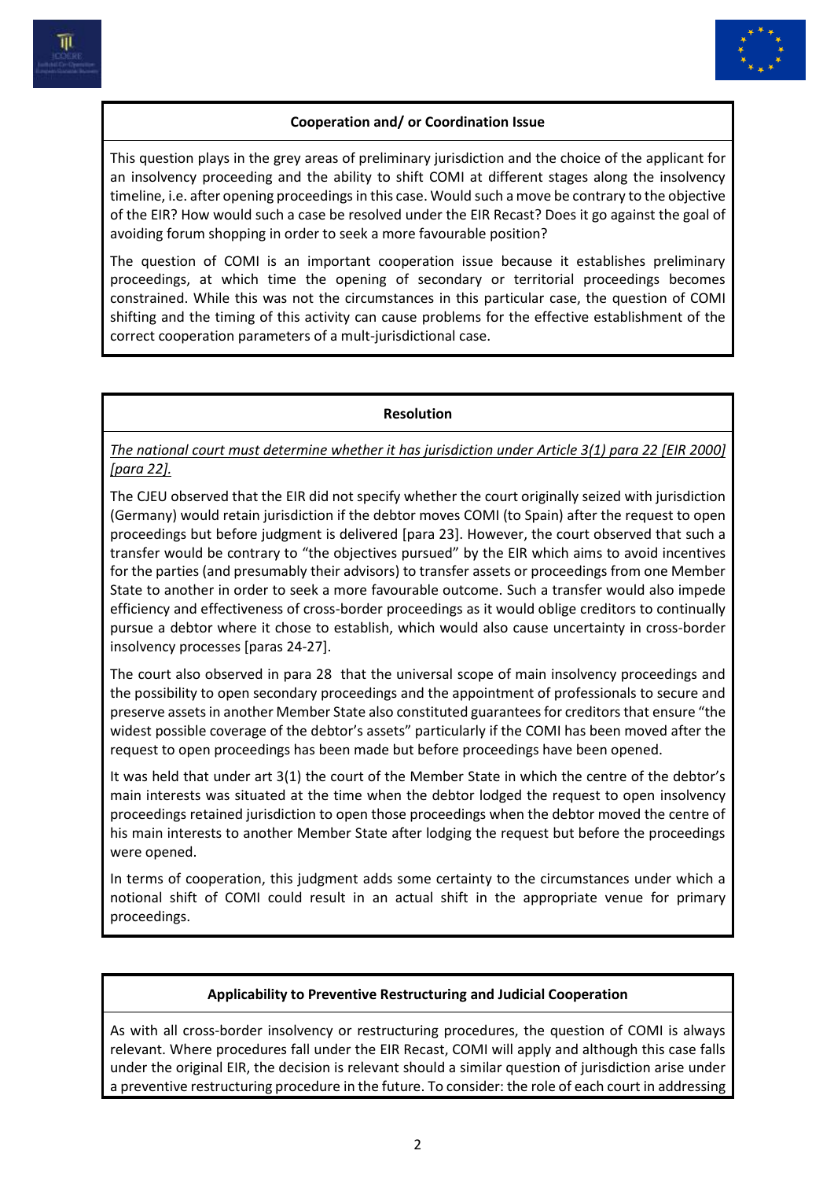**Cooperation and/ or Coordination Issue**

This question plays in the grey areas of preliminary jurisdiction and the choice of the applicant for an insolvency proceeding and the ability to shift COMI at different stages along the insolvency timeline, i.e. after opening proceedings in this case. Would such a move be contrary to the objective of the EIR? How would such a case be resolved under the EIR Recast? Does it go against the goal of avoiding forum shopping in order to seek a more favourable position?

The question of COMI is an important cooperation issue because it establishes preliminary proceedings, at which time the opening of secondary or territorial proceedings becomes constrained. While this was not the circumstances in this particular case, the question of COMI shifting and the timing of this activity can cause problems for the effective establishment of the correct cooperation parameters of a mult-jurisdictional case.

**Resolution**

*The national court must determine whether it has jurisdiction under Article 3(1) para 22 [EIR 2000] [para 22].*

The CJEU observed that the EIR did not specify whether the court originally seized with jurisdiction (Germany) would retain jurisdiction if the debtor moves COMI (to Spain) after the request to open proceedings but before judgment is delivered [para 23]. However, the court observed that such a transfer would be contrary to "the objectives pursued" by the EIR which aims to avoid incentives for the parties (and presumably their advisors) to transfer assets or proceedings from one Member State to another in order to seek a more favourable outcome. Such a transfer would also impede efficiency and effectiveness of cross-border proceedings as it would oblige creditors to continually pursue a debtor where it chose to establish, which would also cause uncertainty in cross-border insolvency processes [paras 24-27].

The court also observed in para 28 that the universal scope of main insolvency proceedings and the possibility to open secondary proceedings and the appointment of professionals to secure and preserve assets in another Member State also constituted guarantees for creditors that ensure "the widest possible coverage of the debtor's assets" particularly if the COMI has been moved after the request to open proceedings has been made but before proceedings have been opened.

It was held that under art 3(1) the court of the Member State in which the centre of the debtor's main interests was situated at the time when the debtor lodged the request to open insolvency proceedings retained jurisdiction to open those proceedings when the debtor moved the centre of his main interests to another Member State after lodging the request but before the proceedings were opened.

In terms of cooperation, this judgment adds some certainty to the circumstances under which a notional shift of COMI could result in an actual shift in the appropriate venue for primary proceedings.

**Applicability to Preventive Restructuring and Judicial Cooperation**

As with all cross-border insolvency or restructuring procedures, the question of COMI is always relevant. Where procedures fall under the EIR Recast, COMI will apply and although this case falls under the original EIR, the decision is relevant should a similar question of jurisdiction arise under a preventive restructuring procedure in the future. To consider: the role of each court in addressing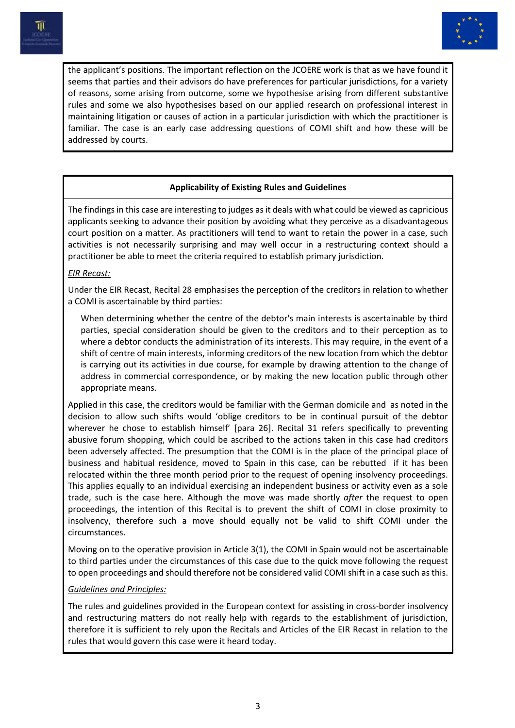the applicant's positions. The important reflection on the JCOERE work is that as we have found it seems that parties and their advisors do have preferences for particular jurisdictions, for a variety of reasons, some arising from outcome, some we hypothesise arising from different substantive rules and some we also hypothesises based on our applied research on professional interest in maintaining litigation or causes of action in a particular jurisdiction with which the practitioner is familiar. The case is an early case addressing questions of COMI shift and how these will be addressed by courts.

### Applicability of Existing Rules and Guidelines

The findings in this case are interesting to judges as it deals with what could be viewed as capricious applicants seeking to advance their position by avoiding what they perceive as a disadvantageous court position on a matter. As practitioners will tend to want to retain the power in a case, such activities is not necessarily surprising and may well occur in a restructuring context should a practitioner be able to meet the criteria required to establish primary jurisdiction.

*EIR Recast:*

Under the EIR Recast, Recital 28 emphasises the perception of the creditors in relation to whether a COMI is ascertainable by third parties:

> When determining whether the centre of the debtor's main interests is ascertainable by third parties, special consideration should be given to the creditors and to their perception as to where a debtor conducts the administration of its interests. This may require, in the event of a shift of centre of main interests, informing creditors of the new location from which the debtor is carrying out its activities in due course, for example by drawing attention to the change of address in commercial correspondence, or by making the new location public through other appropriate means.

Applied in this case, the creditors would be familiar with the German domicile and as noted in the decision to allow such shifts would 'oblige creditors to be in continual pursuit of the debtor wherever he chose to establish himself' [para 26]. Recital 31 refers specifically to preventing abusive forum shopping, which could be ascribed to the actions taken in this case had creditors been adversely affected. The presumption that the COMI is in the place of the principal place of business and habitual residence, moved to Spain in this case, can be rebutted if it has been relocated within the three month period prior to the request of opening insolvency proceedings. This applies equally to an individual exercising an independent business or activity even as a sole trade, such is the case here. Although the move was made shortly *after* the request to open proceedings, the intention of this Recital is to prevent the shift of COMI in close proximity to insolvency, therefore such a move should equally not be valid to shift COMI under the circumstances.

Moving on to the operative provision in Article 3(1), the COMI in Spain would not be ascertainable to third parties under the circumstances of this case due to the quick move following the request to open proceedings and should therefore not be considered valid COMI shift in a case such as this.

*Guidelines and Principles:*

The rules and guidelines provided in the European context for assisting in cross-border insolvency and restructuring matters do not really help with regards to the establishment of jurisdiction, therefore it is sufficient to rely upon the Recitals and Articles of the EIR Recast in relation to the rules that would govern this case were it heard today.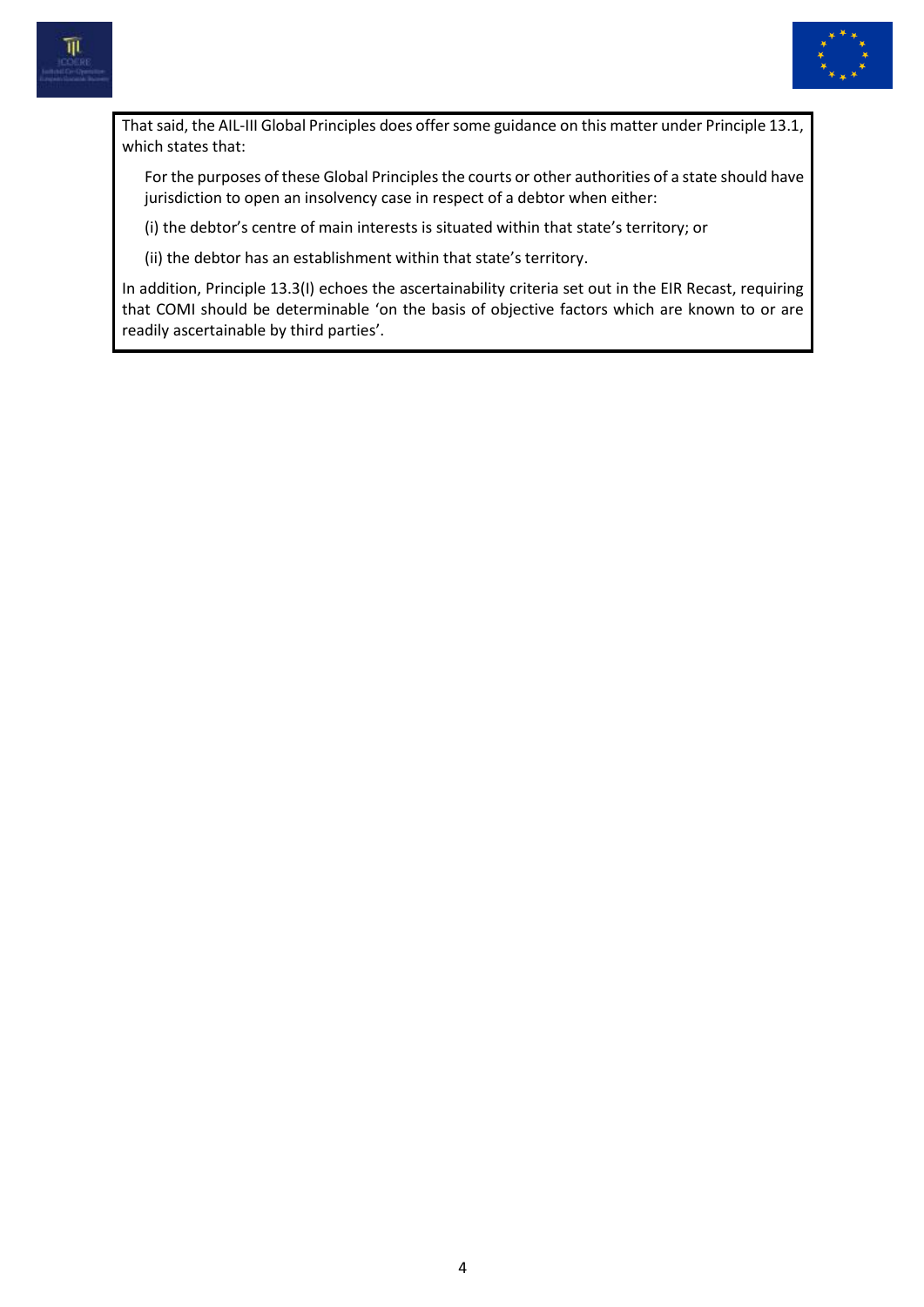That said, the AIL-III Global Principles does offer some guidance on this matter under Principle 13.1, which states that:

> For the purposes of these Global Principles the courts or other authorities of a state should have jurisdiction to open an insolvency case in respect of a debtor when either:
>
> (i) the debtor's centre of main interests is situated within that state's territory; or
>
> (ii) the debtor has an establishment within that state's territory.

In addition, Principle 13.3(I) echoes the ascertainability criteria set out in the EIR Recast, requiring that COMI should be determinable 'on the basis of objective factors which are known to or are readily ascertainable by third parties'.